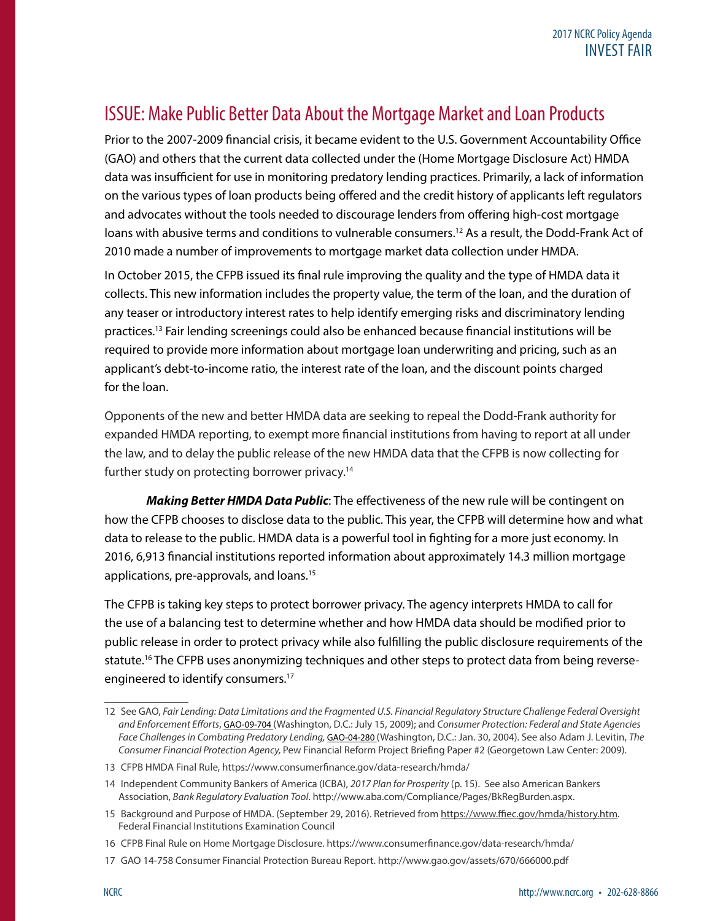## ISSUE: Make Public Better Data About the Mortgage Market and Loan Products

Prior to the 2007-2009 financial crisis, it became evident to the U.S. Government Accountability Office (GAO) and others that the current data collected under the (Home Mortgage Disclosure Act) HMDA data was insufficient for use in monitoring predatory lending practices. Primarily, a lack of information on the various types of loan products being offered and the credit history of applicants left regulators and advocates without the tools needed to discourage lenders from offering high-cost mortgage loans with abusive terms and conditions to vulnerable consumers.[12] As a result, the Dodd-Frank Act of 2010 made a number of improvements to mortgage market data collection under HMDA.

In October 2015, the CFPB issued its final rule improving the quality and the type of HMDA data it collects. This new information includes the property value, the term of the loan, and the duration of any teaser or introductory interest rates to help identify emerging risks and discriminatory lending practices.[13] Fair lending screenings could also be enhanced because financial institutions will be required to provide more information about mortgage loan underwriting and pricing, such as an applicant's debt-to-income ratio, the interest rate of the loan, and the discount points charged for the loan.

Opponents of the new and better HMDA data are seeking to repeal the Dodd-Frank authority for expanded HMDA reporting, to exempt more financial institutions from having to report at all under the law, and to delay the public release of the new HMDA data that the CFPB is now collecting for further study on protecting borrower privacy.[14]

***Making Better HMDA Data Public***: The effectiveness of the new rule will be contingent on how the CFPB chooses to disclose data to the public. This year, the CFPB will determine how and what data to release to the public. HMDA data is a powerful tool in fighting for a more just economy. In 2016, 6,913 financial institutions reported information about approximately 14.3 million mortgage applications, pre-approvals, and loans.[15]

The CFPB is taking key steps to protect borrower privacy. The agency interprets HMDA to call for the use of a balancing test to determine whether and how HMDA data should be modified prior to public release in order to protect privacy while also fulfilling the public disclosure requirements of the statute.[16] The CFPB uses anonymizing techniques and other steps to protect data from being reverse-engineered to identify consumers.[17]

---

12 See GAO, *Fair Lending: Data Limitations and the Fragmented U.S. Financial Regulatory Structure Challenge Federal Oversight and Enforcement Efforts*, GAO-09-704 (Washington, D.C.: July 15, 2009); and *Consumer Protection: Federal and State Agencies Face Challenges in Combating Predatory Lending,* GAO-04-280 (Washington, D.C.: Jan. 30, 2004). See also Adam J. Levitin, *The Consumer Financial Protection Agency,* Pew Financial Reform Project Briefing Paper #2 (Georgetown Law Center: 2009).

13 CFPB HMDA Final Rule, https://www.consumerfinance.gov/data-research/hmda/

14 Independent Community Bankers of America (ICBA), *2017 Plan for Prosperity* (p. 15). See also American Bankers Association, *Bank Regulatory Evaluation Tool*. http://www.aba.com/Compliance/Pages/BkRegBurden.aspx.

15 Background and Purpose of HMDA. (September 29, 2016). Retrieved from https://www.ffiec.gov/hmda/history.htm. Federal Financial Institutions Examination Council

16 CFPB Final Rule on Home Mortgage Disclosure. https://www.consumerfinance.gov/data-research/hmda/

17 GAO 14-758 Consumer Financial Protection Bureau Report. http://www.gao.gov/assets/670/666000.pdf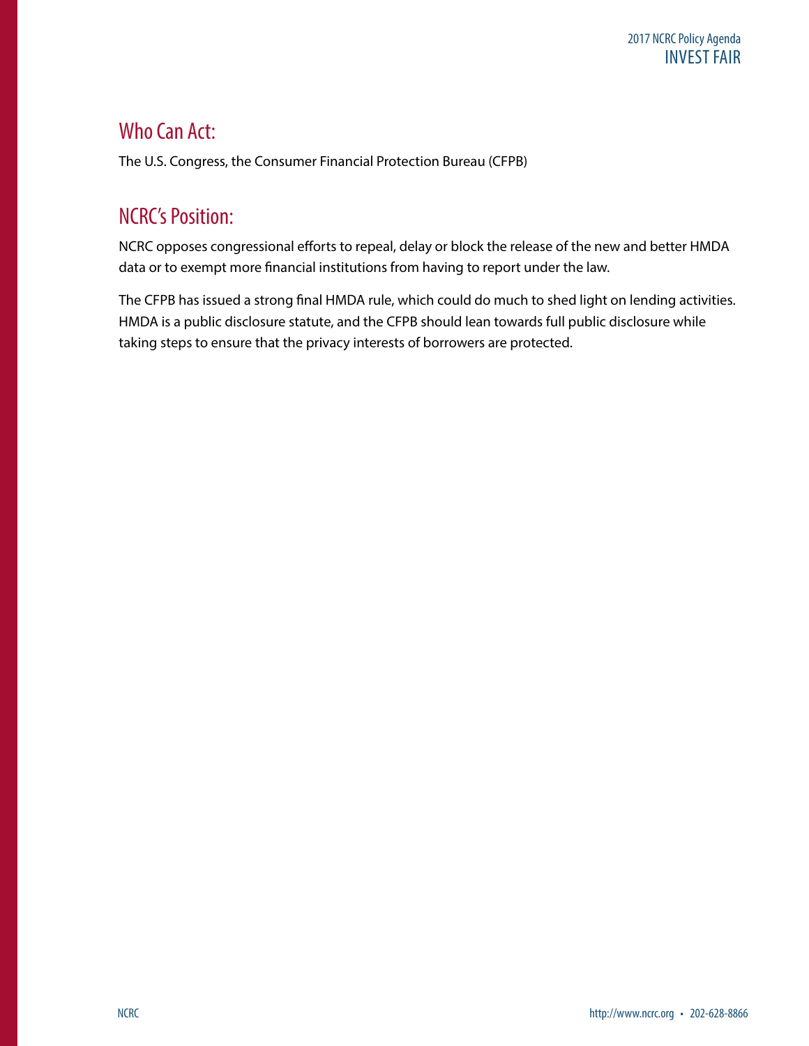## Who Can Act:

The U.S. Congress, the Consumer Financial Protection Bureau (CFPB)

## NCRC's Position:

NCRC opposes congressional efforts to repeal, delay or block the release of the new and better HMDA data or to exempt more financial institutions from having to report under the law.

The CFPB has issued a strong final HMDA rule, which could do much to shed light on lending activities. HMDA is a public disclosure statute, and the CFPB should lean towards full public disclosure while taking steps to ensure that the privacy interests of borrowers are protected.